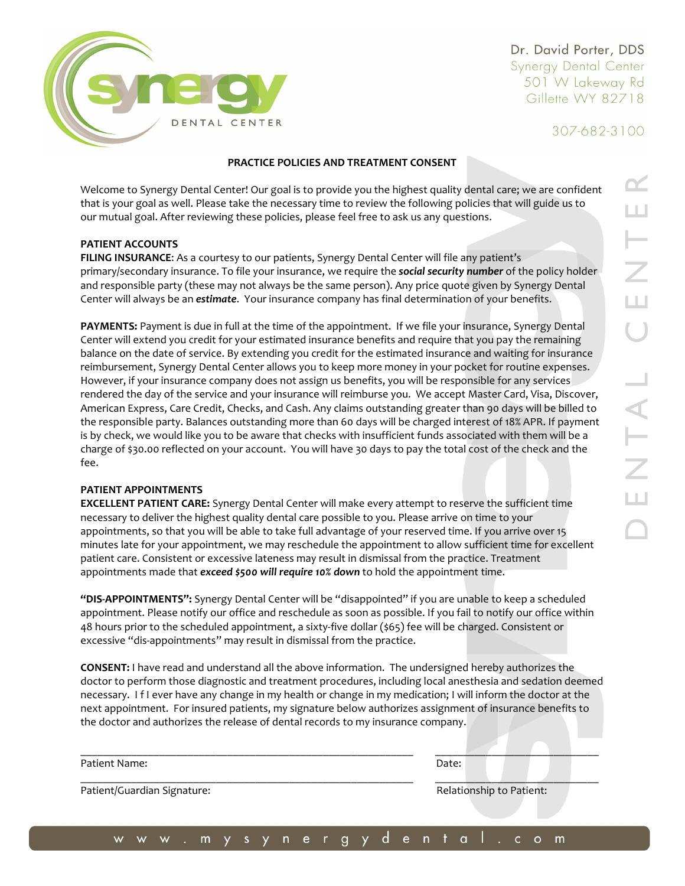Dr. David Porter, DDS
Synergy Dental Center
501 W Lakeway Rd
Gillette WY 82718

307-682-3100

# PRACTICE POLICIES AND TREATMENT CONSENT

Welcome to Synergy Dental Center! Our goal is to provide you the highest quality dental care; we are confident that is your goal as well. Please take the necessary time to review the following policies that will guide us to our mutual goal. After reviewing these policies, please feel free to ask us any questions.

## PATIENT ACCOUNTS

**FILING INSURANCE**: As a courtesy to our patients, Synergy Dental Center will file any patient's primary/secondary insurance. To file your insurance, we require the ***social security number*** of the policy holder and responsible party (these may not always be the same person). Any price quote given by Synergy Dental Center will always be an ***estimate***. Your insurance company has final determination of your benefits.

**PAYMENTS:** Payment is due in full at the time of the appointment. If we file your insurance, Synergy Dental Center will extend you credit for your estimated insurance benefits and require that you pay the remaining balance on the date of service. By extending you credit for the estimated insurance and waiting for insurance reimbursement, Synergy Dental Center allows you to keep more money in your pocket for routine expenses. However, if your insurance company does not assign us benefits, you will be responsible for any services rendered the day of the service and your insurance will reimburse you. We accept Master Card, Visa, Discover, American Express, Care Credit, Checks, and Cash. Any claims outstanding greater than 90 days will be billed to the responsible party. Balances outstanding more than 60 days will be charged interest of 18% APR. If payment is by check, we would like you to be aware that checks with insufficient funds associated with them will be a charge of $30.00 reflected on your account. You will have 30 days to pay the total cost of the check and the fee.

## PATIENT APPOINTMENTS

**EXCELLENT PATIENT CARE:** Synergy Dental Center will make every attempt to reserve the sufficient time necessary to deliver the highest quality dental care possible to you. Please arrive on time to your appointments, so that you will be able to take full advantage of your reserved time. If you arrive over 15 minutes late for your appointment, we may reschedule the appointment to allow sufficient time for excellent patient care. Consistent or excessive lateness may result in dismissal from the practice. Treatment appointments made that ***exceed $500 will require 10% down*** to hold the appointment time.

**"DIS-APPOINTMENTS":** Synergy Dental Center will be "disappointed" if you are unable to keep a scheduled appointment. Please notify our office and reschedule as soon as possible. If you fail to notify our office within 48 hours prior to the scheduled appointment, a sixty-five dollar ($65) fee will be charged. Consistent or excessive "dis-appointments" may result in dismissal from the practice.

**CONSENT:** I have read and understand all the above information. The undersigned hereby authorizes the doctor to perform those diagnostic and treatment procedures, including local anesthesia and sedation deemed necessary. I f I ever have any change in my health or change in my medication; I will inform the doctor at the next appointment. For insured patients, my signature below authorizes assignment of insurance benefits to the doctor and authorizes the release of dental records to my insurance company.

Patient Name: ______________________________ Date: ______________

Patient/Guardian Signature: ______________________________ Relationship to Patient: ______________

www.mysynergydental.com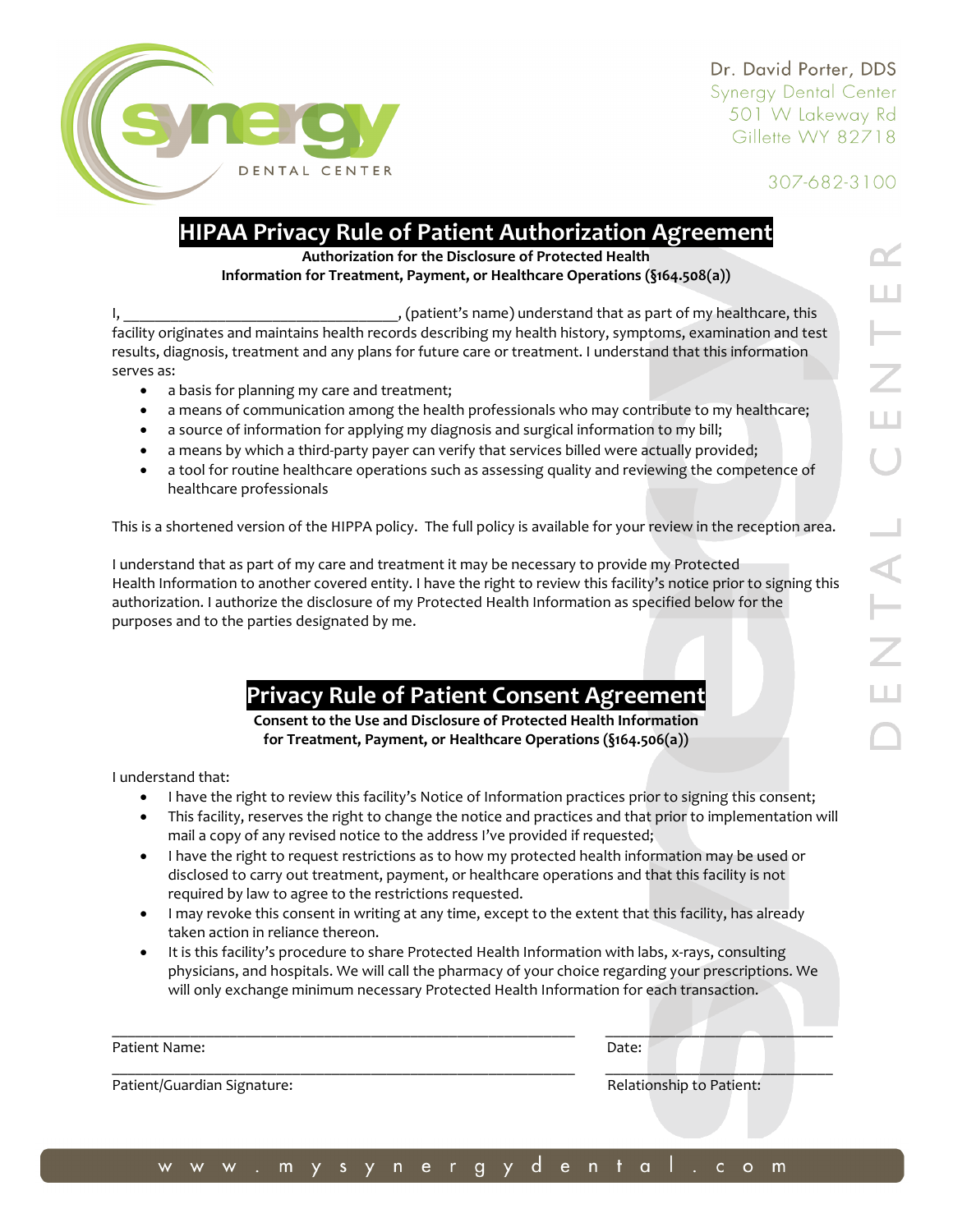Dr. David Porter, DDS
Synergy Dental Center
501 W Lakeway Rd
Gillette WY 82718

307-682-3100

# HIPAA Privacy Rule of Patient Authorization Agreement

**Authorization for the Disclosure of Protected Health Information for Treatment, Payment, or Healthcare Operations (§164.508(a))**

I, ___________________________________, (patient's name) understand that as part of my healthcare, this facility originates and maintains health records describing my health history, symptoms, examination and test results, diagnosis, treatment and any plans for future care or treatment. I understand that this information serves as:

- a basis for planning my care and treatment;
- a means of communication among the health professionals who may contribute to my healthcare;
- a source of information for applying my diagnosis and surgical information to my bill;
- a means by which a third-party payer can verify that services billed were actually provided;
- a tool for routine healthcare operations such as assessing quality and reviewing the competence of healthcare professionals

This is a shortened version of the HIPPA policy. The full policy is available for your review in the reception area.

I understand that as part of my care and treatment it may be necessary to provide my Protected Health Information to another covered entity. I have the right to review this facility's notice prior to signing this authorization. I authorize the disclosure of my Protected Health Information as specified below for the purposes and to the parties designated by me.

# Privacy Rule of Patient Consent Agreement

**Consent to the Use and Disclosure of Protected Health Information for Treatment, Payment, or Healthcare Operations (§164.506(a))**

I understand that:

- I have the right to review this facility's Notice of Information practices prior to signing this consent;
- This facility, reserves the right to change the notice and practices and that prior to implementation will mail a copy of any revised notice to the address I've provided if requested;
- I have the right to request restrictions as to how my protected health information may be used or disclosed to carry out treatment, payment, or healthcare operations and that this facility is not required by law to agree to the restrictions requested.
- I may revoke this consent in writing at any time, except to the extent that this facility, has already taken action in reliance thereon.
- It is this facility's procedure to share Protected Health Information with labs, x-rays, consulting physicians, and hospitals. We will call the pharmacy of your choice regarding your prescriptions. We will only exchange minimum necessary Protected Health Information for each transaction.

_______________________________________________ ________________________
Patient Name: Date:

_______________________________________________ ________________________
Patient/Guardian Signature: Relationship to Patient:

www.mysynergydental.com